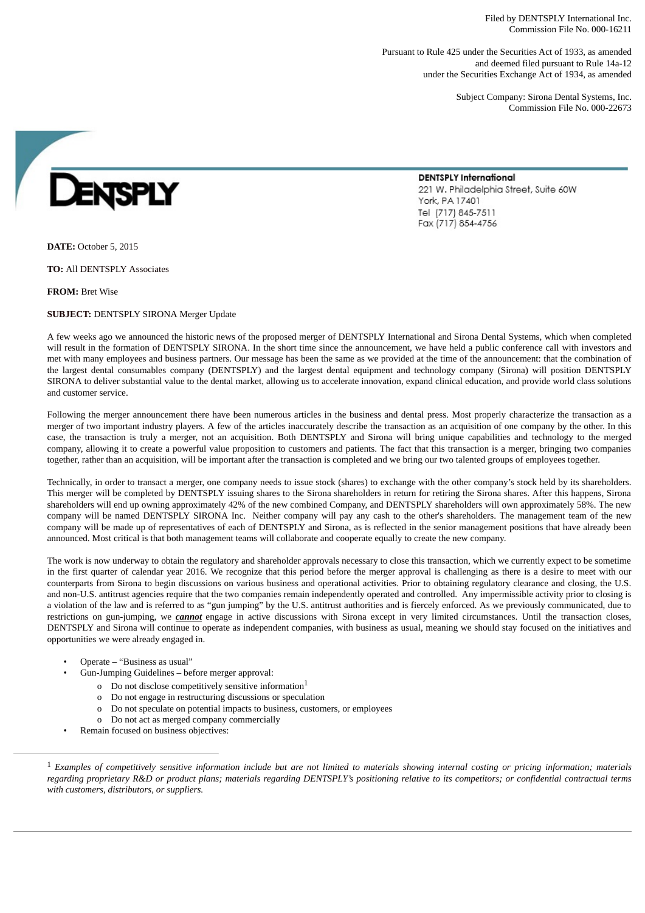Filed by DENTSPLY International Inc.
Commission File No. 000-16211

Pursuant to Rule 425 under the Securities Act of 1933, as amended
and deemed filed pursuant to Rule 14a-12
under the Securities Exchange Act of 1934, as amended

Subject Company: Sirona Dental Systems, Inc.
Commission File No. 000-22673

DENTSPLY

**DENTSPLY International**
221 W. Philadelphia Street, Suite 60W
York, PA 17401
Tel (717) 845-7511
Fax (717) 854-4756

**DATE:** October 5, 2015

**TO:** All DENTSPLY Associates

**FROM:** Bret Wise

**SUBJECT:** DENTSPLY SIRONA Merger Update

A few weeks ago we announced the historic news of the proposed merger of DENTSPLY International and Sirona Dental Systems, which when completed will result in the formation of DENTSPLY SIRONA. In the short time since the announcement, we have held a public conference call with investors and met with many employees and business partners. Our message has been the same as we provided at the time of the announcement: that the combination of the largest dental consumables company (DENTSPLY) and the largest dental equipment and technology company (Sirona) will position DENTSPLY SIRONA to deliver substantial value to the dental market, allowing us to accelerate innovation, expand clinical education, and provide world class solutions and customer service.

Following the merger announcement there have been numerous articles in the business and dental press. Most properly characterize the transaction as a merger of two important industry players. A few of the articles inaccurately describe the transaction as an acquisition of one company by the other. In this case, the transaction is truly a merger, not an acquisition. Both DENTSPLY and Sirona will bring unique capabilities and technology to the merged company, allowing it to create a powerful value proposition to customers and patients. The fact that this transaction is a merger, bringing two companies together, rather than an acquisition, will be important after the transaction is completed and we bring our two talented groups of employees together.

Technically, in order to transact a merger, one company needs to issue stock (shares) to exchange with the other company's stock held by its shareholders. This merger will be completed by DENTSPLY issuing shares to the Sirona shareholders in return for retiring the Sirona shares. After this happens, Sirona shareholders will end up owning approximately 42% of the new combined Company, and DENTSPLY shareholders will own approximately 58%. The new company will be named DENTSPLY SIRONA Inc. Neither company will pay any cash to the other's shareholders. The management team of the new company will be made up of representatives of each of DENTSPLY and Sirona, as is reflected in the senior management positions that have already been announced. Most critical is that both management teams will collaborate and cooperate equally to create the new company.

The work is now underway to obtain the regulatory and shareholder approvals necessary to close this transaction, which we currently expect to be sometime in the first quarter of calendar year 2016. We recognize that this period before the merger approval is challenging as there is a desire to meet with our counterparts from Sirona to begin discussions on various business and operational activities. Prior to obtaining regulatory clearance and closing, the U.S. and non-U.S. antitrust agencies require that the two companies remain independently operated and controlled. Any impermissible activity prior to closing is a violation of the law and is referred to as "gun jumping" by the U.S. antitrust authorities and is fiercely enforced. As we previously communicated, due to restrictions on gun-jumping, we ***cannot*** engage in active discussions with Sirona except in very limited circumstances. Until the transaction closes, DENTSPLY and Sirona will continue to operate as independent companies, with business as usual, meaning we should stay focused on the initiatives and opportunities we were already engaged in.

- Operate – "Business as usual"
- Gun-Jumping Guidelines – before merger approval:
  - Do not disclose competitively sensitive information[1]
  - Do not engage in restructuring discussions or speculation
  - Do not speculate on potential impacts to business, customers, or employees
  - Do not act as merged company commercially
- Remain focused on business objectives:

[1] *Examples of competitively sensitive information include but are not limited to materials showing internal costing or pricing information; materials regarding proprietary R&D or product plans; materials regarding DENTSPLY's positioning relative to its competitors; or confidential contractual terms with customers, distributors, or suppliers.*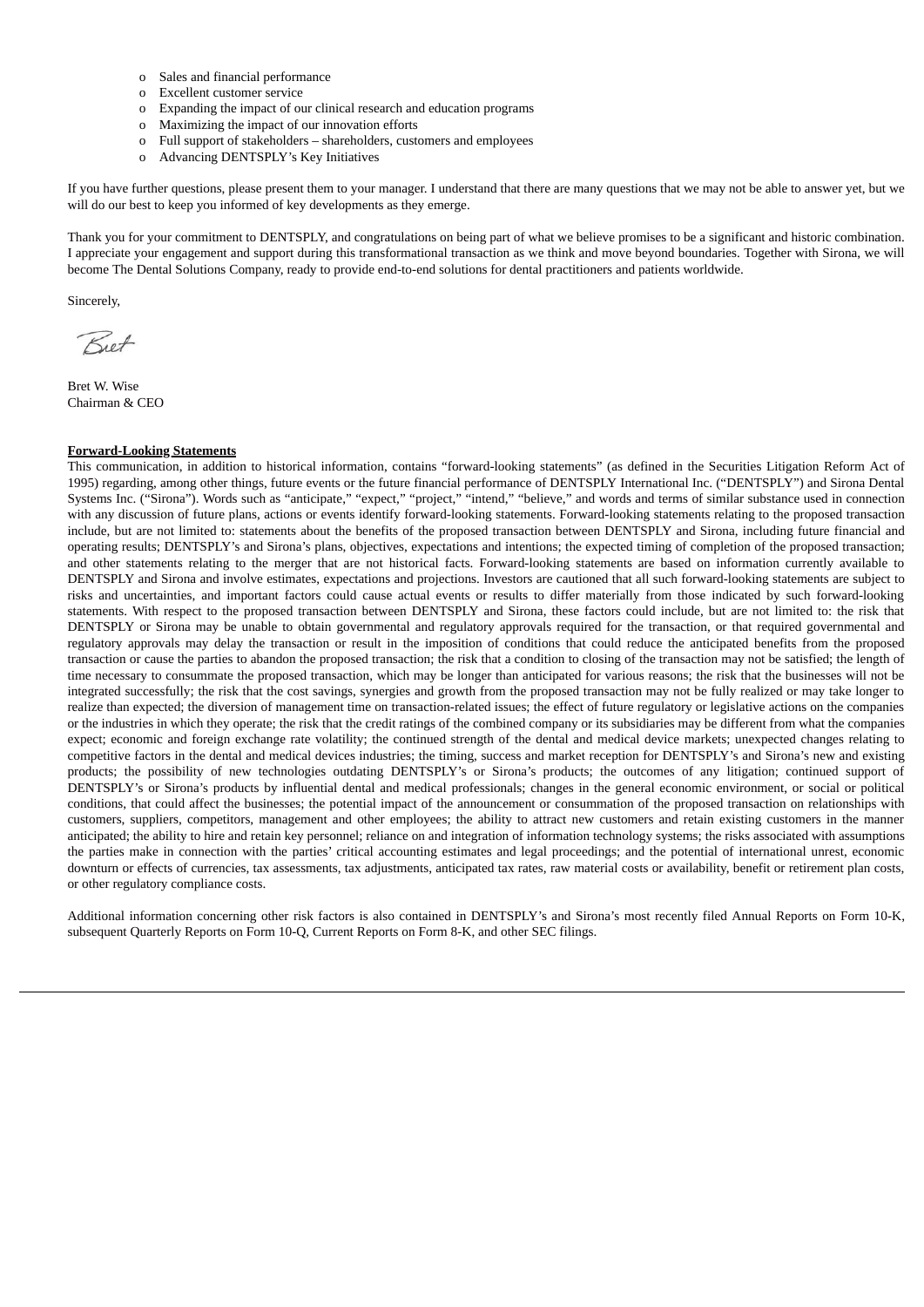- Sales and financial performance
- Excellent customer service
- Expanding the impact of our clinical research and education programs
- Maximizing the impact of our innovation efforts
- Full support of stakeholders – shareholders, customers and employees
- Advancing DENTSPLY's Key Initiatives

If you have further questions, please present them to your manager. I understand that there are many questions that we may not be able to answer yet, but we will do our best to keep you informed of key developments as they emerge.

Thank you for your commitment to DENTSPLY, and congratulations on being part of what we believe promises to be a significant and historic combination. I appreciate your engagement and support during this transformational transaction as we think and move beyond boundaries. Together with Sirona, we will become The Dental Solutions Company, ready to provide end-to-end solutions for dental practitioners and patients worldwide.

Sincerely,

Bret

Bret W. Wise
Chairman & CEO

**Forward-Looking Statements**

This communication, in addition to historical information, contains "forward-looking statements" (as defined in the Securities Litigation Reform Act of 1995) regarding, among other things, future events or the future financial performance of DENTSPLY International Inc. ("DENTSPLY") and Sirona Dental Systems Inc. ("Sirona"). Words such as "anticipate," "expect," "project," "intend," "believe," and words and terms of similar substance used in connection with any discussion of future plans, actions or events identify forward-looking statements. Forward-looking statements relating to the proposed transaction include, but are not limited to: statements about the benefits of the proposed transaction between DENTSPLY and Sirona, including future financial and operating results; DENTSPLY's and Sirona's plans, objectives, expectations and intentions; the expected timing of completion of the proposed transaction; and other statements relating to the merger that are not historical facts. Forward-looking statements are based on information currently available to DENTSPLY and Sirona and involve estimates, expectations and projections. Investors are cautioned that all such forward-looking statements are subject to risks and uncertainties, and important factors could cause actual events or results to differ materially from those indicated by such forward-looking statements. With respect to the proposed transaction between DENTSPLY and Sirona, these factors could include, but are not limited to: the risk that DENTSPLY or Sirona may be unable to obtain governmental and regulatory approvals required for the transaction, or that required governmental and regulatory approvals may delay the transaction or result in the imposition of conditions that could reduce the anticipated benefits from the proposed transaction or cause the parties to abandon the proposed transaction; the risk that a condition to closing of the transaction may not be satisfied; the length of time necessary to consummate the proposed transaction, which may be longer than anticipated for various reasons; the risk that the businesses will not be integrated successfully; the risk that the cost savings, synergies and growth from the proposed transaction may not be fully realized or may take longer to realize than expected; the diversion of management time on transaction-related issues; the effect of future regulatory or legislative actions on the companies or the industries in which they operate; the risk that the credit ratings of the combined company or its subsidiaries may be different from what the companies expect; economic and foreign exchange rate volatility; the continued strength of the dental and medical device markets; unexpected changes relating to competitive factors in the dental and medical devices industries; the timing, success and market reception for DENTSPLY's and Sirona's new and existing products; the possibility of new technologies outdating DENTSPLY's or Sirona's products; the outcomes of any litigation; continued support of DENTSPLY's or Sirona's products by influential dental and medical professionals; changes in the general economic environment, or social or political conditions, that could affect the businesses; the potential impact of the announcement or consummation of the proposed transaction on relationships with customers, suppliers, competitors, management and other employees; the ability to attract new customers and retain existing customers in the manner anticipated; the ability to hire and retain key personnel; reliance on and integration of information technology systems; the risks associated with assumptions the parties make in connection with the parties' critical accounting estimates and legal proceedings; and the potential of international unrest, economic downturn or effects of currencies, tax assessments, tax adjustments, anticipated tax rates, raw material costs or availability, benefit or retirement plan costs, or other regulatory compliance costs.

Additional information concerning other risk factors is also contained in DENTSPLY's and Sirona's most recently filed Annual Reports on Form 10-K, subsequent Quarterly Reports on Form 10-Q, Current Reports on Form 8-K, and other SEC filings.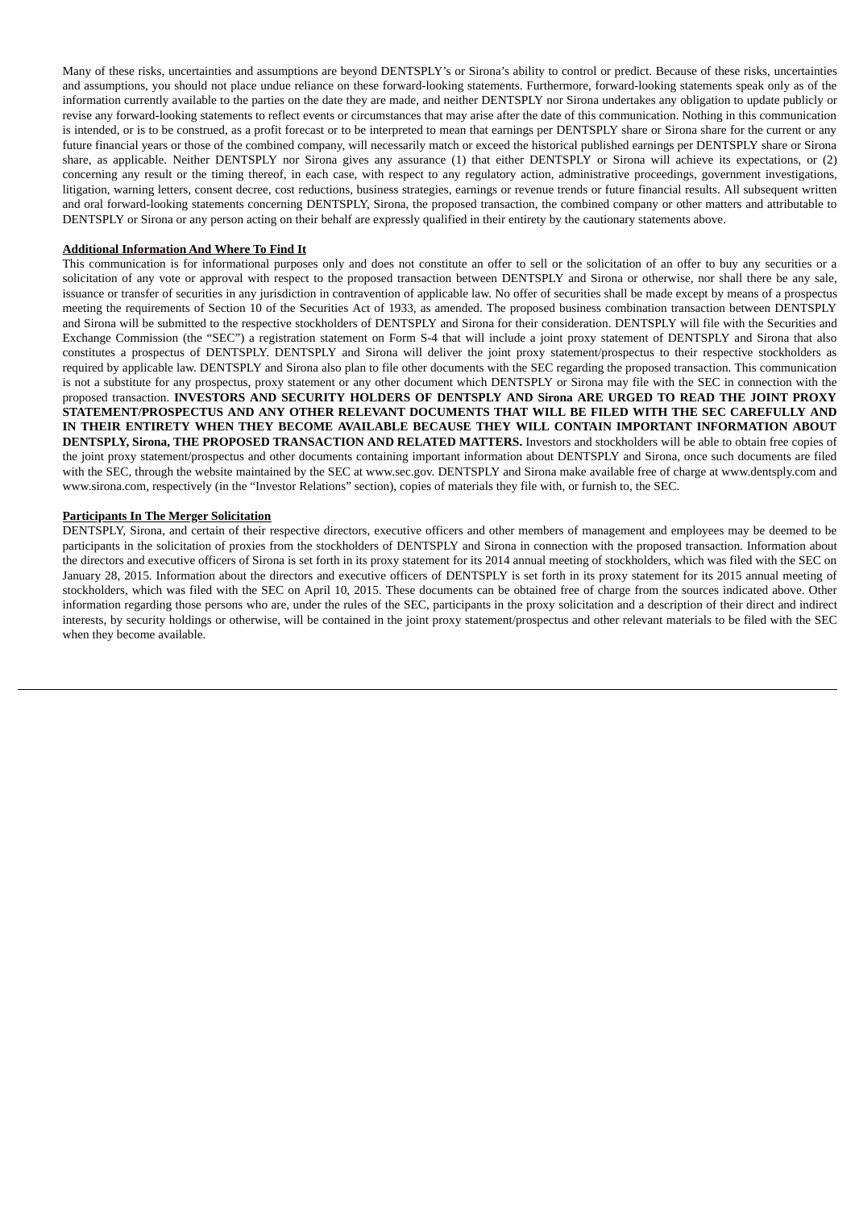Many of these risks, uncertainties and assumptions are beyond DENTSPLY's or Sirona's ability to control or predict. Because of these risks, uncertainties and assumptions, you should not place undue reliance on these forward-looking statements. Furthermore, forward-looking statements speak only as of the information currently available to the parties on the date they are made, and neither DENTSPLY nor Sirona undertakes any obligation to update publicly or revise any forward-looking statements to reflect events or circumstances that may arise after the date of this communication. Nothing in this communication is intended, or is to be construed, as a profit forecast or to be interpreted to mean that earnings per DENTSPLY share or Sirona share for the current or any future financial years or those of the combined company, will necessarily match or exceed the historical published earnings per DENTSPLY share or Sirona share, as applicable. Neither DENTSPLY nor Sirona gives any assurance (1) that either DENTSPLY or Sirona will achieve its expectations, or (2) concerning any result or the timing thereof, in each case, with respect to any regulatory action, administrative proceedings, government investigations, litigation, warning letters, consent decree, cost reductions, business strategies, earnings or revenue trends or future financial results. All subsequent written and oral forward-looking statements concerning DENTSPLY, Sirona, the proposed transaction, the combined company or other matters and attributable to DENTSPLY or Sirona or any person acting on their behalf are expressly qualified in their entirety by the cautionary statements above.

**Additional Information And Where To Find It**

This communication is for informational purposes only and does not constitute an offer to sell or the solicitation of an offer to buy any securities or a solicitation of any vote or approval with respect to the proposed transaction between DENTSPLY and Sirona or otherwise, nor shall there be any sale, issuance or transfer of securities in any jurisdiction in contravention of applicable law. No offer of securities shall be made except by means of a prospectus meeting the requirements of Section 10 of the Securities Act of 1933, as amended. The proposed business combination transaction between DENTSPLY and Sirona will be submitted to the respective stockholders of DENTSPLY and Sirona for their consideration. DENTSPLY will file with the Securities and Exchange Commission (the "SEC") a registration statement on Form S-4 that will include a joint proxy statement of DENTSPLY and Sirona that also constitutes a prospectus of DENTSPLY. DENTSPLY and Sirona will deliver the joint proxy statement/prospectus to their respective stockholders as required by applicable law. DENTSPLY and Sirona also plan to file other documents with the SEC regarding the proposed transaction. This communication is not a substitute for any prospectus, proxy statement or any other document which DENTSPLY or Sirona may file with the SEC in connection with the proposed transaction. **INVESTORS AND SECURITY HOLDERS OF DENTSPLY AND Sirona ARE URGED TO READ THE JOINT PROXY STATEMENT/PROSPECTUS AND ANY OTHER RELEVANT DOCUMENTS THAT WILL BE FILED WITH THE SEC CAREFULLY AND IN THEIR ENTIRETY WHEN THEY BECOME AVAILABLE BECAUSE THEY WILL CONTAIN IMPORTANT INFORMATION ABOUT DENTSPLY, Sirona, THE PROPOSED TRANSACTION AND RELATED MATTERS.** Investors and stockholders will be able to obtain free copies of the joint proxy statement/prospectus and other documents containing important information about DENTSPLY and Sirona, once such documents are filed with the SEC, through the website maintained by the SEC at www.sec.gov. DENTSPLY and Sirona make available free of charge at www.dentsply.com and www.sirona.com, respectively (in the "Investor Relations" section), copies of materials they file with, or furnish to, the SEC.

**Participants In The Merger Solicitation**

DENTSPLY, Sirona, and certain of their respective directors, executive officers and other members of management and employees may be deemed to be participants in the solicitation of proxies from the stockholders of DENTSPLY and Sirona in connection with the proposed transaction. Information about the directors and executive officers of Sirona is set forth in its proxy statement for its 2014 annual meeting of stockholders, which was filed with the SEC on January 28, 2015. Information about the directors and executive officers of DENTSPLY is set forth in its proxy statement for its 2015 annual meeting of stockholders, which was filed with the SEC on April 10, 2015. These documents can be obtained free of charge from the sources indicated above. Other information regarding those persons who are, under the rules of the SEC, participants in the proxy solicitation and a description of their direct and indirect interests, by security holdings or otherwise, will be contained in the joint proxy statement/prospectus and other relevant materials to be filed with the SEC when they become available.